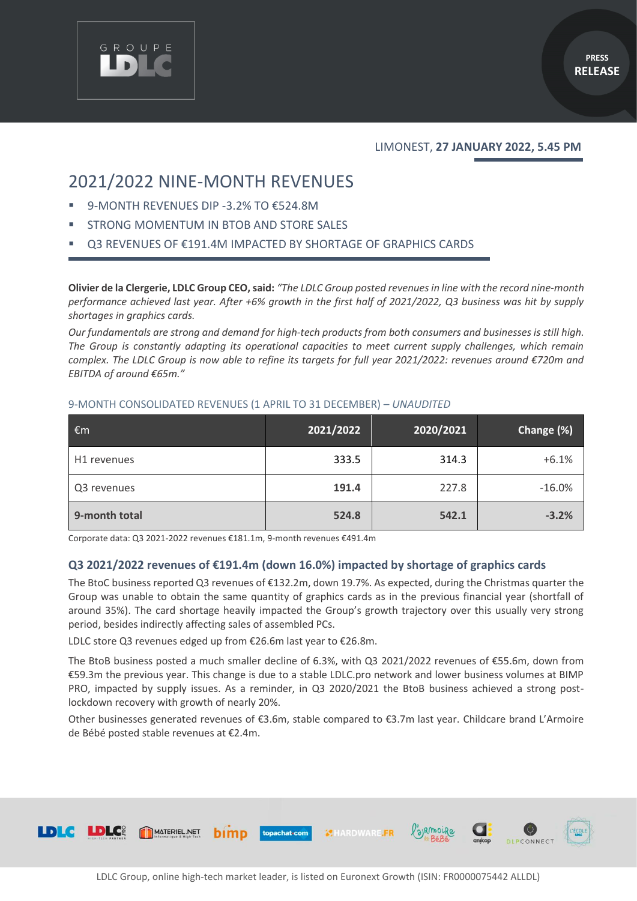GROUPE LDLC

PRESS RELEASE

LIMONEST, **27 JANUARY 2022, 5.45 PM**

# 2021/2022 NINE-MONTH REVENUES

- 9-MONTH REVENUES DIP -3.2% TO €524.8M
- STRONG MOMENTUM IN BTOB AND STORE SALES
- Q3 REVENUES OF €191.4M IMPACTED BY SHORTAGE OF GRAPHICS CARDS

**Olivier de la Clergerie, LDLC Group CEO, said:** *"The LDLC Group posted revenues in line with the record nine-month performance achieved last year. After +6% growth in the first half of 2021/2022, Q3 business was hit by supply shortages in graphics cards.*

*Our fundamentals are strong and demand for high-tech products from both consumers and businesses is still high. The Group is constantly adapting its operational capacities to meet current supply challenges, which remain complex. The LDLC Group is now able to refine its targets for full year 2021/2022: revenues around €720m and EBITDA of around €65m."*

### 9-MONTH CONSOLIDATED REVENUES (1 APRIL TO 31 DECEMBER) – *UNAUDITED*

| €m | 2021/2022 | 2020/2021 | Change (%) |
|---|---|---|---|
| H1 revenues | 333.5 | 314.3 | +6.1% |
| Q3 revenues | **191.4** | 227.8 | -16.0% |
| **9-month total** | **524.8** | **542.1** | **-3.2%** |

Corporate data: Q3 2021-2022 revenues €181.1m, 9-month revenues €491.4m

## Q3 2021/2022 revenues of €191.4m (down 16.0%) impacted by shortage of graphics cards

The BtoC business reported Q3 revenues of €132.2m, down 19.7%. As expected, during the Christmas quarter the Group was unable to obtain the same quantity of graphics cards as in the previous financial year (shortfall of around 35%). The card shortage heavily impacted the Group's growth trajectory over this usually very strong period, besides indirectly affecting sales of assembled PCs.

LDLC store Q3 revenues edged up from €26.6m last year to €26.8m.

The BtoB business posted a much smaller decline of 6.3%, with Q3 2021/2022 revenues of €55.6m, down from €59.3m the previous year. This change is due to a stable LDLC.pro network and lower business volumes at BIMP PRO, impacted by supply issues. As a reminder, in Q3 2020/2021 the BtoB business achieved a strong post-lockdown recovery with growth of nearly 20%.

Other businesses generated revenues of €3.6m, stable compared to €3.7m last year. Childcare brand L'Armoire de Bébé posted stable revenues at €2.4m.

LDLC Group, online high-tech market leader, is listed on Euronext Growth (ISIN: FR0000075442 ALLDL)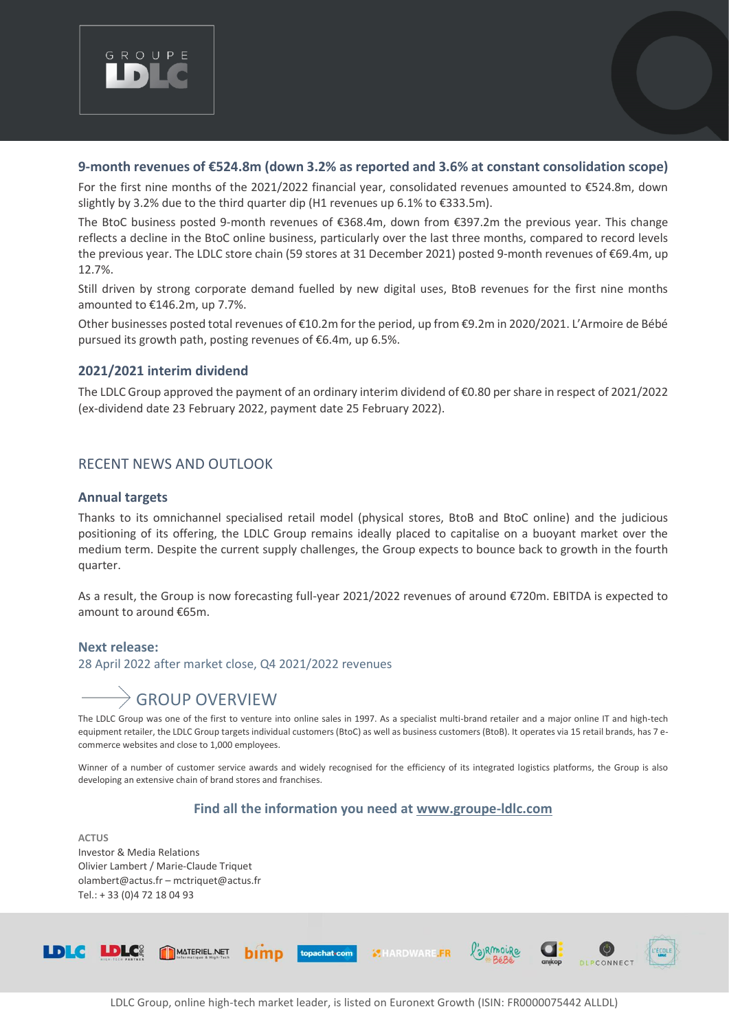### 9-month revenues of €524.8m (down 3.2% as reported and 3.6% at constant consolidation scope)

For the first nine months of the 2021/2022 financial year, consolidated revenues amounted to €524.8m, down slightly by 3.2% due to the third quarter dip (H1 revenues up 6.1% to €333.5m).

The BtoC business posted 9-month revenues of €368.4m, down from €397.2m the previous year. This change reflects a decline in the BtoC online business, particularly over the last three months, compared to record levels the previous year. The LDLC store chain (59 stores at 31 December 2021) posted 9-month revenues of €69.4m, up 12.7%.

Still driven by strong corporate demand fuelled by new digital uses, BtoB revenues for the first nine months amounted to €146.2m, up 7.7%.

Other businesses posted total revenues of €10.2m for the period, up from €9.2m in 2020/2021. L'Armoire de Bébé pursued its growth path, posting revenues of €6.4m, up 6.5%.

### 2021/2021 interim dividend

The LDLC Group approved the payment of an ordinary interim dividend of €0.80 per share in respect of 2021/2022 (ex-dividend date 23 February 2022, payment date 25 February 2022).

## RECENT NEWS AND OUTLOOK

### Annual targets

Thanks to its omnichannel specialised retail model (physical stores, BtoB and BtoC online) and the judicious positioning of its offering, the LDLC Group remains ideally placed to capitalise on a buoyant market over the medium term. Despite the current supply challenges, the Group expects to bounce back to growth in the fourth quarter.

As a result, the Group is now forecasting full-year 2021/2022 revenues of around €720m. EBITDA is expected to amount to around €65m.

**Next release:**
28 April 2022 after market close, Q4 2021/2022 revenues

## GROUP OVERVIEW

The LDLC Group was one of the first to venture into online sales in 1997. As a specialist multi-brand retailer and a major online IT and high-tech equipment retailer, the LDLC Group targets individual customers (BtoC) as well as business customers (BtoB). It operates via 15 retail brands, has 7 e-commerce websites and close to 1,000 employees.

Winner of a number of customer service awards and widely recognised for the efficiency of its integrated logistics platforms, the Group is also developing an extensive chain of brand stores and franchises.

**Find all the information you need at www.groupe-ldlc.com**

ACTUS
Investor & Media Relations
Olivier Lambert / Marie-Claude Triquet
olambert@actus.fr – mctriquet@actus.fr
Tel.: + 33 (0)4 72 18 04 93

LDLC Group, online high-tech market leader, is listed on Euronext Growth (ISIN: FR0000075442 ALLDL)